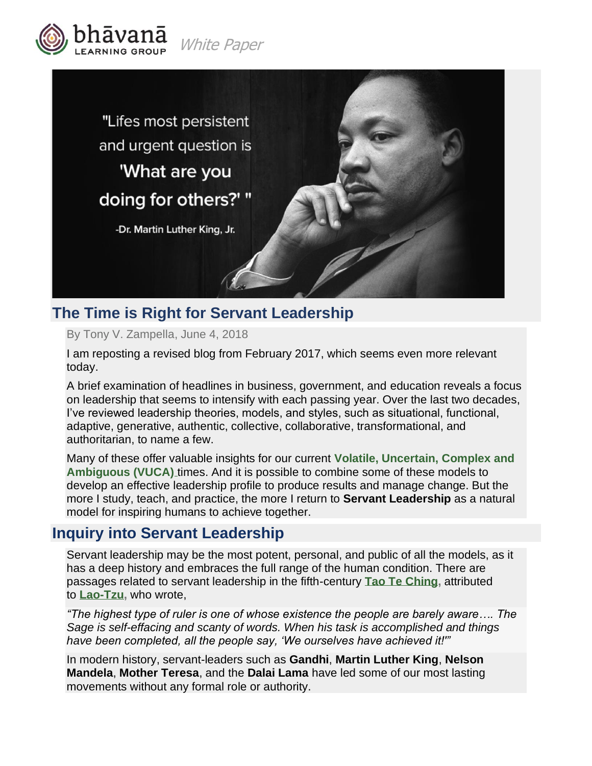bhāvanā LEARNING GROUP *White Paper*

"Lifes most persistent and urgent question is 'What are you doing for others?' "

-Dr. Martin Luther King, Jr.

# The Time is Right for Servant Leadership

By Tony V. Zampella, June 4, 2018

I am reposting a revised blog from February 2017, which seems even more relevant today.

A brief examination of headlines in business, government, and education reveals a focus on leadership that seems to intensify with each passing year. Over the last two decades, I've reviewed leadership theories, models, and styles, such as situational, functional, adaptive, generative, authentic, collective, collaborative, transformational, and authoritarian, to name a few.

Many of these offer valuable insights for our current **Volatile, Uncertain, Complex and Ambiguous (VUCA)** times. And it is possible to combine some of these models to develop an effective leadership profile to produce results and manage change. But the more I study, teach, and practice, the more I return to **Servant Leadership** as a natural model for inspiring humans to achieve together.

## Inquiry into Servant Leadership

Servant leadership may be the most potent, personal, and public of all the models, as it has a deep history and embraces the full range of the human condition. There are passages related to servant leadership in the fifth-century **Tao Te Ching**, attributed to **Lao-Tzu**, who wrote,

*"The highest type of ruler is one of whose existence the people are barely aware…. The Sage is self-effacing and scanty of words. When his task is accomplished and things have been completed, all the people say, 'We ourselves have achieved it!'"*

In modern history, servant-leaders such as **Gandhi**, **Martin Luther King**, **Nelson Mandela**, **Mother Teresa**, and the **Dalai Lama** have led some of our most lasting movements without any formal role or authority.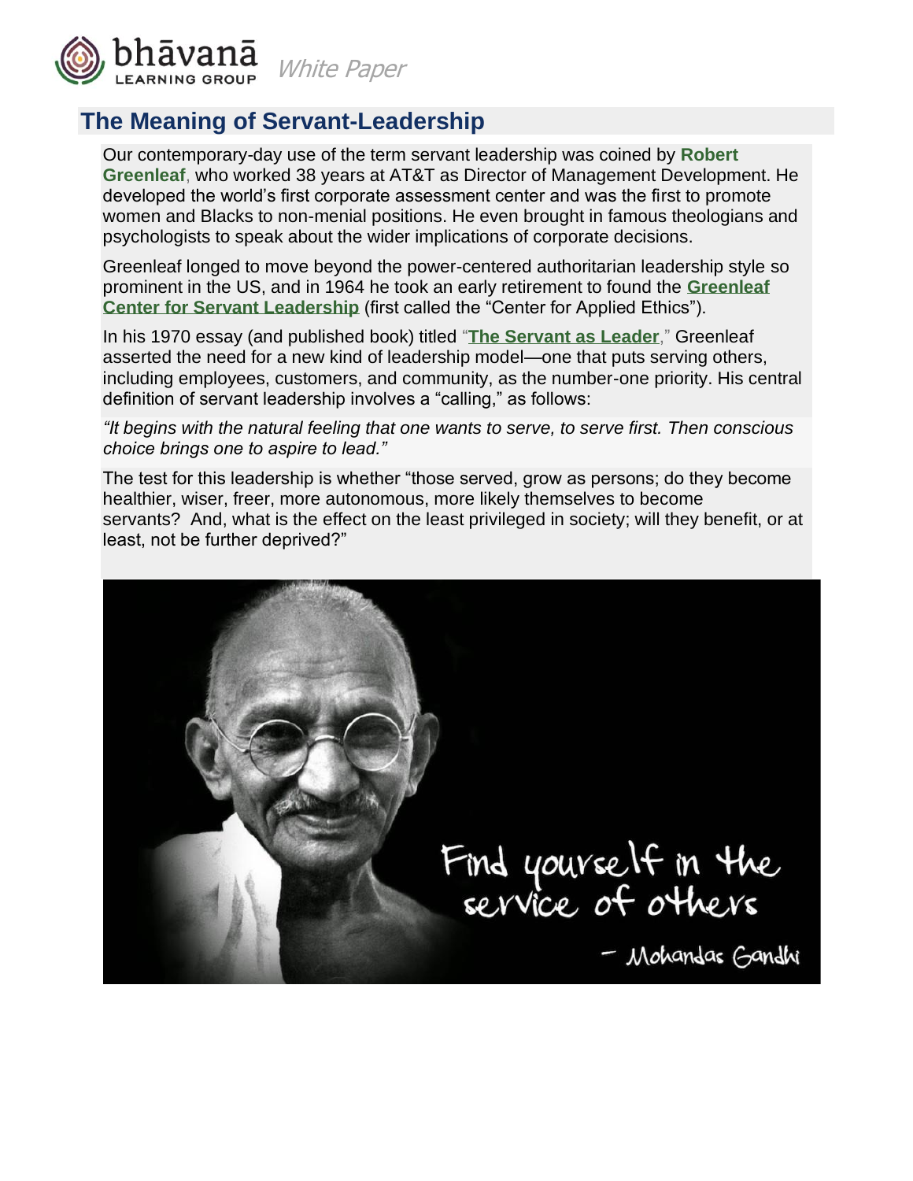## The Meaning of Servant-Leadership

Our contemporary-day use of the term servant leadership was coined by **Robert Greenleaf**, who worked 38 years at AT&T as Director of Management Development. He developed the world's first corporate assessment center and was the first to promote women and Blacks to non-menial positions. He even brought in famous theologians and psychologists to speak about the wider implications of corporate decisions.

Greenleaf longed to move beyond the power-centered authoritarian leadership style so prominent in the US, and in 1964 he took an early retirement to found the **Greenleaf Center for Servant Leadership** (first called the "Center for Applied Ethics").

In his 1970 essay (and published book) titled "**The Servant as Leader**," Greenleaf asserted the need for a new kind of leadership model—one that puts serving others, including employees, customers, and community, as the number-one priority. His central definition of servant leadership involves a "calling," as follows:

*"It begins with the natural feeling that one wants to serve, to serve first. Then conscious choice brings one to aspire to lead."*

The test for this leadership is whether "those served, grow as persons; do they become healthier, wiser, freer, more autonomous, more likely themselves to become servants? And, what is the effect on the least privileged in society; will they benefit, or at least, not be further deprived?"

Find yourself in the service of others

– Mohandas Gandhi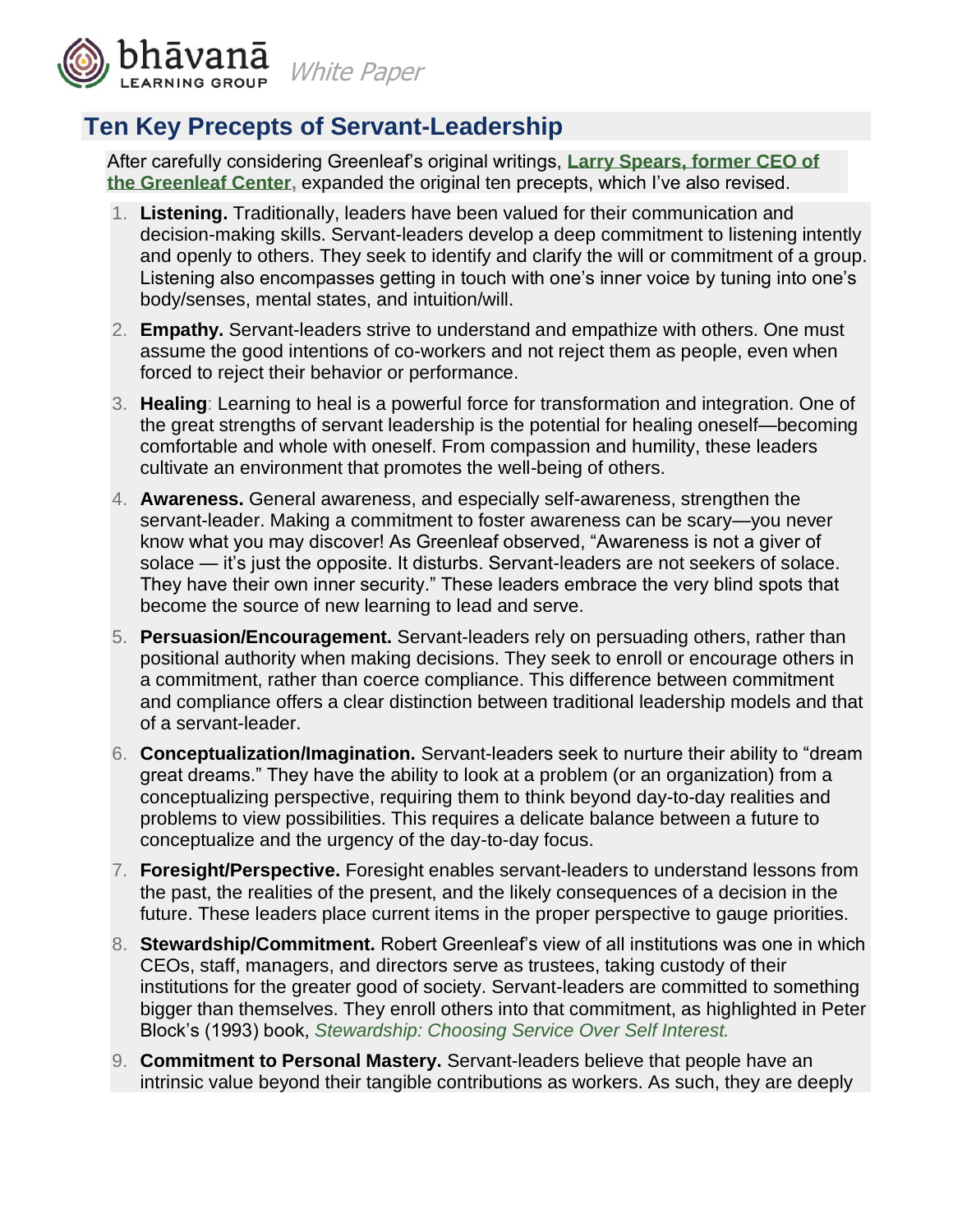## Ten Key Precepts of Servant-Leadership

After carefully considering Greenleaf's original writings, **Larry Spears, former CEO of the Greenleaf Center,** expanded the original ten precepts, which I've also revised.

1. **Listening.** Traditionally, leaders have been valued for their communication and decision-making skills. Servant-leaders develop a deep commitment to listening intently and openly to others. They seek to identify and clarify the will or commitment of a group. Listening also encompasses getting in touch with one's inner voice by tuning into one's body/senses, mental states, and intuition/will.
2. **Empathy.** Servant-leaders strive to understand and empathize with others. One must assume the good intentions of co-workers and not reject them as people, even when forced to reject their behavior or performance.
3. **Healing**: Learning to heal is a powerful force for transformation and integration. One of the great strengths of servant leadership is the potential for healing oneself—becoming comfortable and whole with oneself. From compassion and humility, these leaders cultivate an environment that promotes the well-being of others.
4. **Awareness.** General awareness, and especially self-awareness, strengthen the servant-leader. Making a commitment to foster awareness can be scary—you never know what you may discover! As Greenleaf observed, "Awareness is not a giver of solace — it's just the opposite. It disturbs. Servant-leaders are not seekers of solace. They have their own inner security." These leaders embrace the very blind spots that become the source of new learning to lead and serve.
5. **Persuasion/Encouragement.** Servant-leaders rely on persuading others, rather than positional authority when making decisions. They seek to enroll or encourage others in a commitment, rather than coerce compliance. This difference between commitment and compliance offers a clear distinction between traditional leadership models and that of a servant-leader.
6. **Conceptualization/Imagination.** Servant-leaders seek to nurture their ability to "dream great dreams." They have the ability to look at a problem (or an organization) from a conceptualizing perspective, requiring them to think beyond day-to-day realities and problems to view possibilities. This requires a delicate balance between a future to conceptualize and the urgency of the day-to-day focus.
7. **Foresight/Perspective.** Foresight enables servant-leaders to understand lessons from the past, the realities of the present, and the likely consequences of a decision in the future. These leaders place current items in the proper perspective to gauge priorities.
8. **Stewardship/Commitment.** Robert Greenleaf's view of all institutions was one in which CEOs, staff, managers, and directors serve as trustees, taking custody of their institutions for the greater good of society. Servant-leaders are committed to something bigger than themselves. They enroll others into that commitment, as highlighted in Peter Block's (1993) book, *Stewardship: Choosing Service Over Self Interest.*
9. **Commitment to Personal Mastery.** Servant-leaders believe that people have an intrinsic value beyond their tangible contributions as workers. As such, they are deeply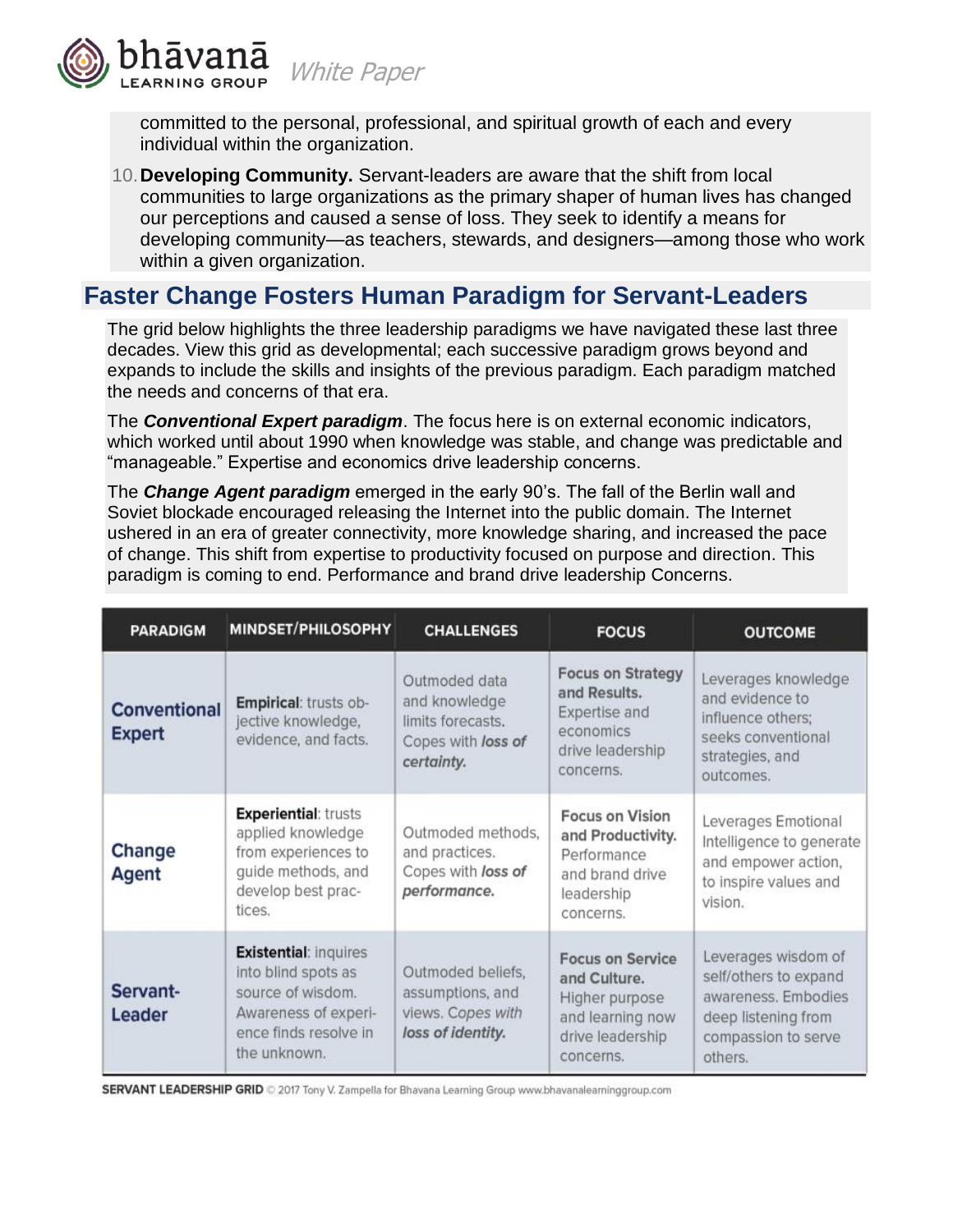committed to the personal, professional, and spiritual growth of each and every individual within the organization.

10. **Developing Community.** Servant-leaders are aware that the shift from local communities to large organizations as the primary shaper of human lives has changed our perceptions and caused a sense of loss. They seek to identify a means for developing community—as teachers, stewards, and designers—among those who work within a given organization.

## Faster Change Fosters Human Paradigm for Servant-Leaders

The grid below highlights the three leadership paradigms we have navigated these last three decades. View this grid as developmental; each successive paradigm grows beyond and expands to include the skills and insights of the previous paradigm. Each paradigm matched the needs and concerns of that era.

The ***Conventional Expert paradigm***. The focus here is on external economic indicators, which worked until about 1990 when knowledge was stable, and change was predictable and "manageable." Expertise and economics drive leadership concerns.

The ***Change Agent paradigm*** emerged in the early 90's. The fall of the Berlin wall and Soviet blockade encouraged releasing the Internet into the public domain. The Internet ushered in an era of greater connectivity, more knowledge sharing, and increased the pace of change. This shift from expertise to productivity focused on purpose and direction. This paradigm is coming to end. Performance and brand drive leadership Concerns.

| PARADIGM | MINDSET/PHILOSOPHY | CHALLENGES | FOCUS | OUTCOME |
|---|---|---|---|---|
| **Conventional Expert** | **Empirical**: trusts objective knowledge, evidence, and facts. | Outmoded data and knowledge limits forecasts. Copes with ***loss of certainty.*** | **Focus on Strategy and Results.** Expertise and economics drive leadership concerns. | Leverages knowledge and evidence to influence others; seeks conventional strategies, and outcomes. |
| **Change Agent** | **Experiential**: trusts applied knowledge from experiences to guide methods, and develop best practices. | Outmoded methods, and practices. Copes with ***loss of performance.*** | **Focus on Vision and Productivity.** Performance and brand drive leadership concerns. | Leverages Emotional Intelligence to generate and empower action, to inspire values and vision. |
| **Servant-Leader** | **Existential**: inquires into blind spots as source of wisdom. Awareness of experience finds resolve in the unknown. | Outmoded beliefs, assumptions, and views. Copes with ***loss of identity.*** | **Focus on Service and Culture.** Higher purpose and learning now drive leadership concerns. | Leverages wisdom of self/others to expand awareness. Embodies deep listening from compassion to serve others. |

**SERVANT LEADERSHIP GRID** © 2017 Tony V. Zampella for Bhavana Learning Group www.bhavanalearninggroup.com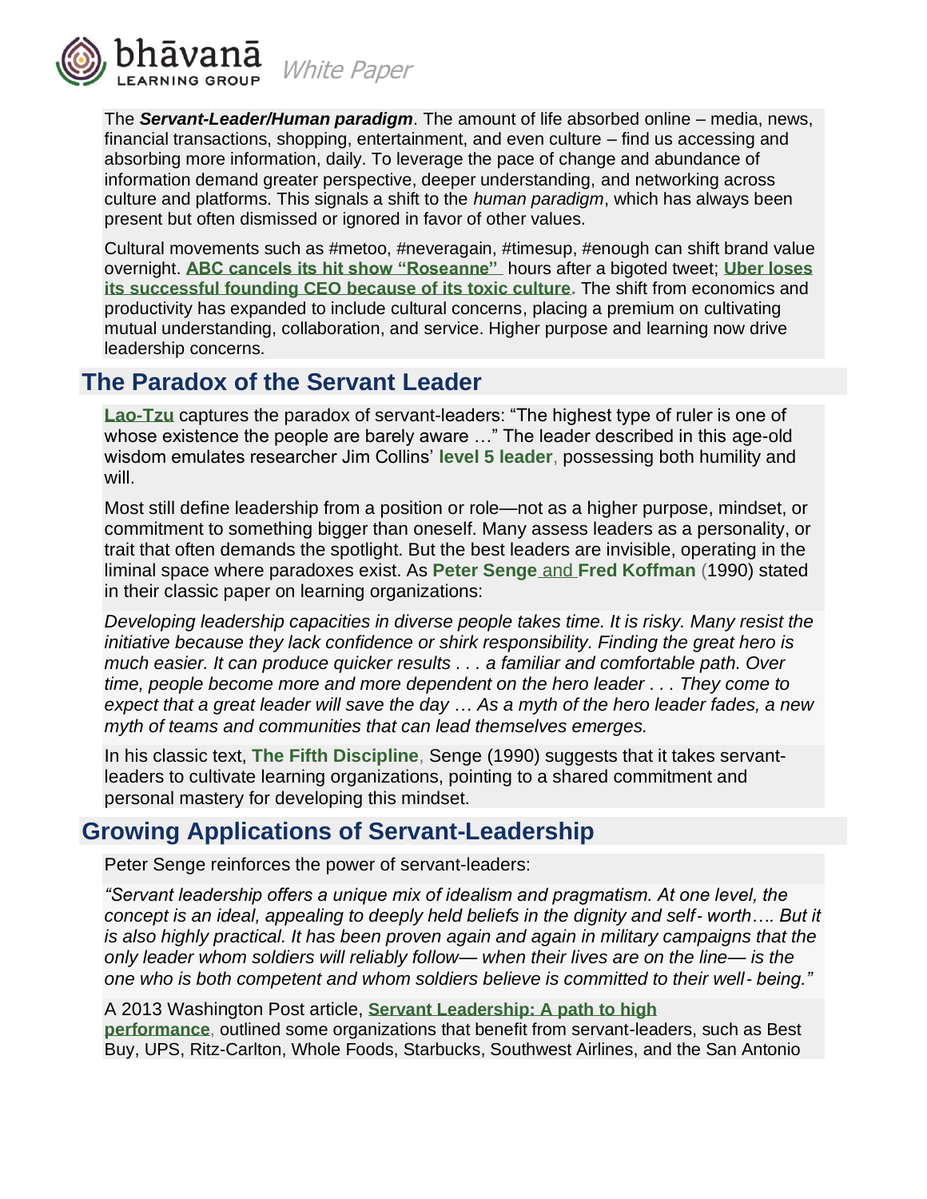The ***Servant-Leader/Human paradigm***. The amount of life absorbed online – media, news, financial transactions, shopping, entertainment, and even culture – find us accessing and absorbing more information, daily. To leverage the pace of change and abundance of information demand greater perspective, deeper understanding, and networking across culture and platforms. This signals a shift to the *human paradigm*, which has always been present but often dismissed or ignored in favor of other values.

Cultural movements such as #metoo, #neveragain, #timesup, #enough can shift brand value overnight. **ABC cancels its hit show "Roseanne"** hours after a bigoted tweet; **Uber loses its successful founding CEO because of its toxic culture.** The shift from economics and productivity has expanded to include cultural concerns, placing a premium on cultivating mutual understanding, collaboration, and service. Higher purpose and learning now drive leadership concerns.

## The Paradox of the Servant Leader

**Lao-Tzu** captures the paradox of servant-leaders: "The highest type of ruler is one of whose existence the people are barely aware …" The leader described in this age-old wisdom emulates researcher Jim Collins' **level 5 leader**, possessing both humility and will.

Most still define leadership from a position or role—not as a higher purpose, mindset, or commitment to something bigger than oneself. Many assess leaders as a personality, or trait that often demands the spotlight. But the best leaders are invisible, operating in the liminal space where paradoxes exist. As **Peter Senge** and **Fred Koffman** (1990) stated in their classic paper on learning organizations:

*Developing leadership capacities in diverse people takes time. It is risky. Many resist the initiative because they lack confidence or shirk responsibility. Finding the great hero is much easier. It can produce quicker results . . . a familiar and comfortable path. Over time, people become more and more dependent on the hero leader . . . They come to expect that a great leader will save the day … As a myth of the hero leader fades, a new myth of teams and communities that can lead themselves emerges.*

In his classic text, **The Fifth Discipline**, Senge (1990) suggests that it takes servant-leaders to cultivate learning organizations, pointing to a shared commitment and personal mastery for developing this mindset.

## Growing Applications of Servant-Leadership

Peter Senge reinforces the power of servant-leaders:

*"Servant leadership offers a unique mix of idealism and pragmatism. At one level, the concept is an ideal, appealing to deeply held beliefs in the dignity and self- worth…. But it is also highly practical. It has been proven again and again in military campaigns that the only leader whom soldiers will reliably follow— when their lives are on the line— is the one who is both competent and whom soldiers believe is committed to their well- being."*

A 2013 Washington Post article, **Servant Leadership: A path to high performance**, outlined some organizations that benefit from servant-leaders, such as Best Buy, UPS, Ritz-Carlton, Whole Foods, Starbucks, Southwest Airlines, and the San Antonio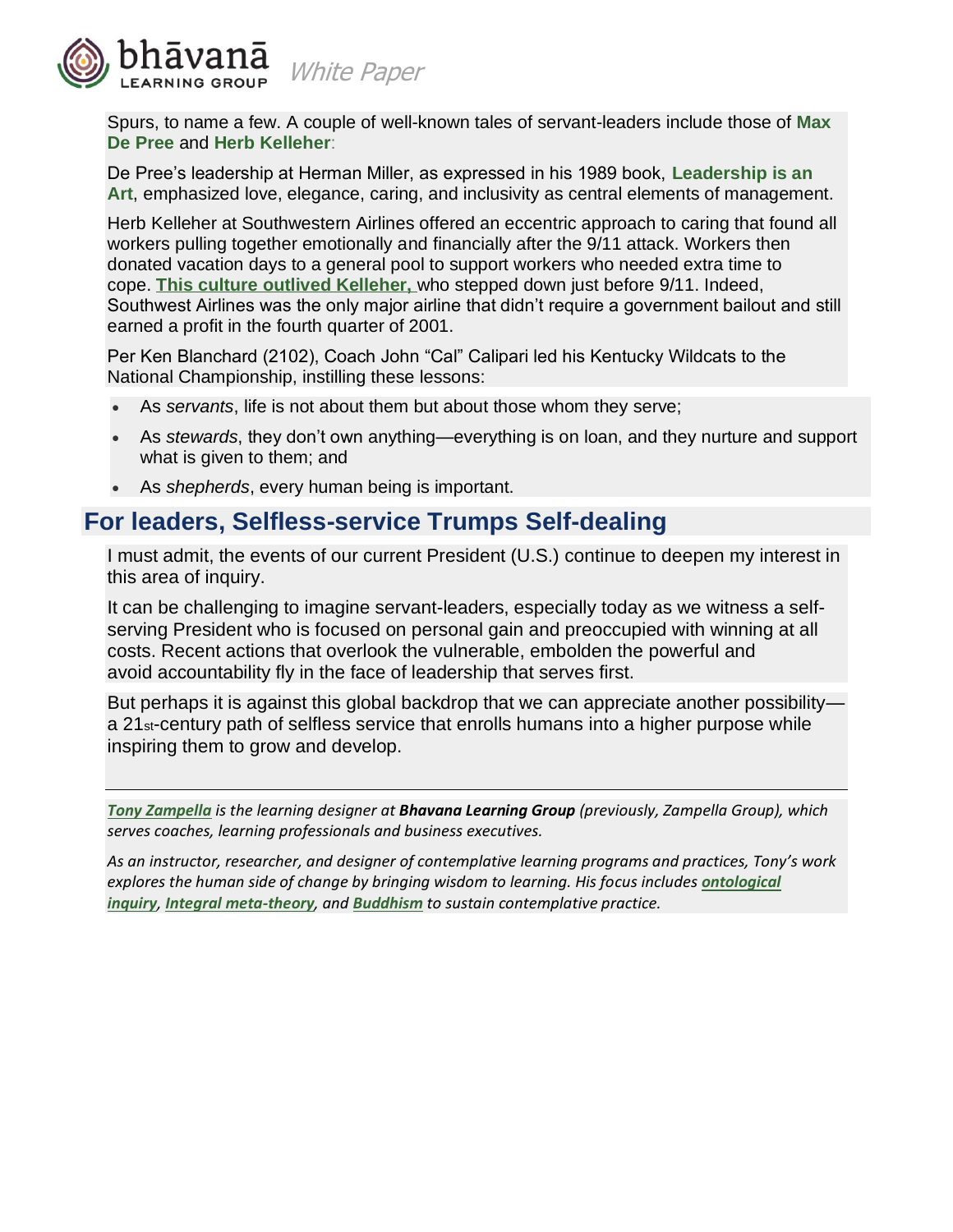Spurs, to name a few. A couple of well-known tales of servant-leaders include those of **Max De Pree** and **Herb Kelleher**:

De Pree's leadership at Herman Miller, as expressed in his 1989 book, **Leadership is an Art**, emphasized love, elegance, caring, and inclusivity as central elements of management.

Herb Kelleher at Southwestern Airlines offered an eccentric approach to caring that found all workers pulling together emotionally and financially after the 9/11 attack. Workers then donated vacation days to a general pool to support workers who needed extra time to cope. **This culture outlived Kelleher,** who stepped down just before 9/11. Indeed, Southwest Airlines was the only major airline that didn't require a government bailout and still earned a profit in the fourth quarter of 2001.

Per Ken Blanchard (2102), Coach John "Cal" Calipari led his Kentucky Wildcats to the National Championship, instilling these lessons:

- As *servants*, life is not about them but about those whom they serve;
- As *stewards*, they don't own anything—everything is on loan, and they nurture and support what is given to them; and
- As *shepherds*, every human being is important.

## For leaders, Selfless-service Trumps Self-dealing

I must admit, the events of our current President (U.S.) continue to deepen my interest in this area of inquiry.

It can be challenging to imagine servant-leaders, especially today as we witness a self-serving President who is focused on personal gain and preoccupied with winning at all costs. Recent actions that overlook the vulnerable, embolden the powerful and avoid accountability fly in the face of leadership that serves first.

But perhaps it is against this global backdrop that we can appreciate another possibility—a 21st-century path of selfless service that enrolls humans into a higher purpose while inspiring them to grow and develop.

---

***Tony Zampella*** *is the learning designer at* ***Bhavana Learning Group*** *(previously, Zampella Group), which serves coaches, learning professionals and business executives.*

*As an instructor, researcher, and designer of contemplative learning programs and practices, Tony's work explores the human side of change by bringing wisdom to learning. His focus includes* ***ontological inquiry***, ***Integral meta-theory***, *and* ***Buddhism*** *to sustain contemplative practice.*